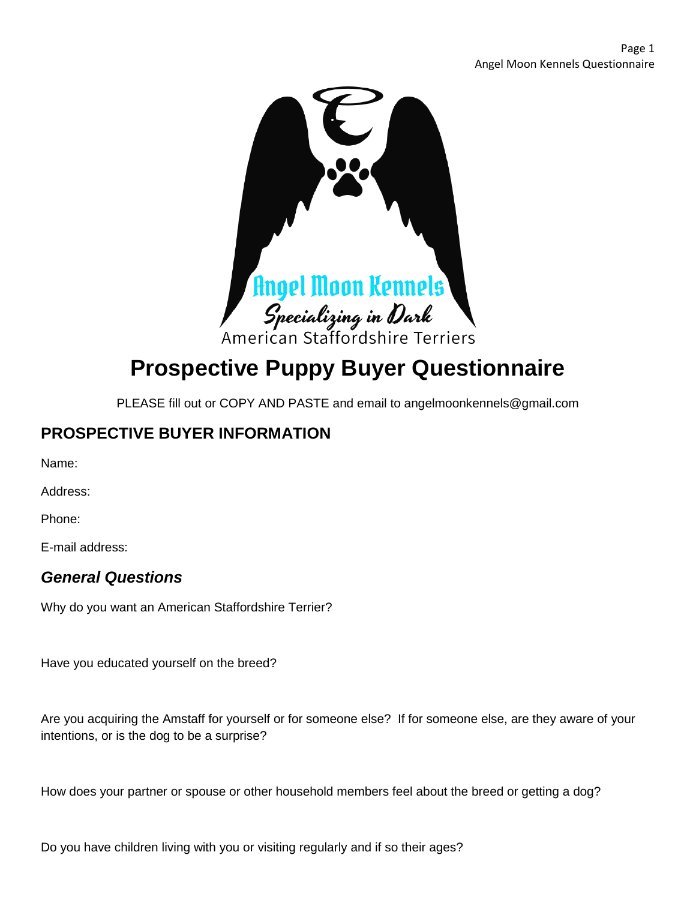Angel Moon Kennels

Specializing in Dark

American Staffordshire Terriers

# Prospective Puppy Buyer Questionnaire

PLEASE fill out or COPY AND PASTE and email to angelmoonkennels@gmail.com

## PROSPECTIVE BUYER INFORMATION

Name:

Address:

Phone:

E-mail address:

### *General Questions*

Why do you want an American Staffordshire Terrier?

Have you educated yourself on the breed?

Are you acquiring the Amstaff for yourself or for someone else? If for someone else, are they aware of your intentions, or is the dog to be a surprise?

How does your partner or spouse or other household members feel about the breed or getting a dog?

Do you have children living with you or visiting regularly and if so their ages?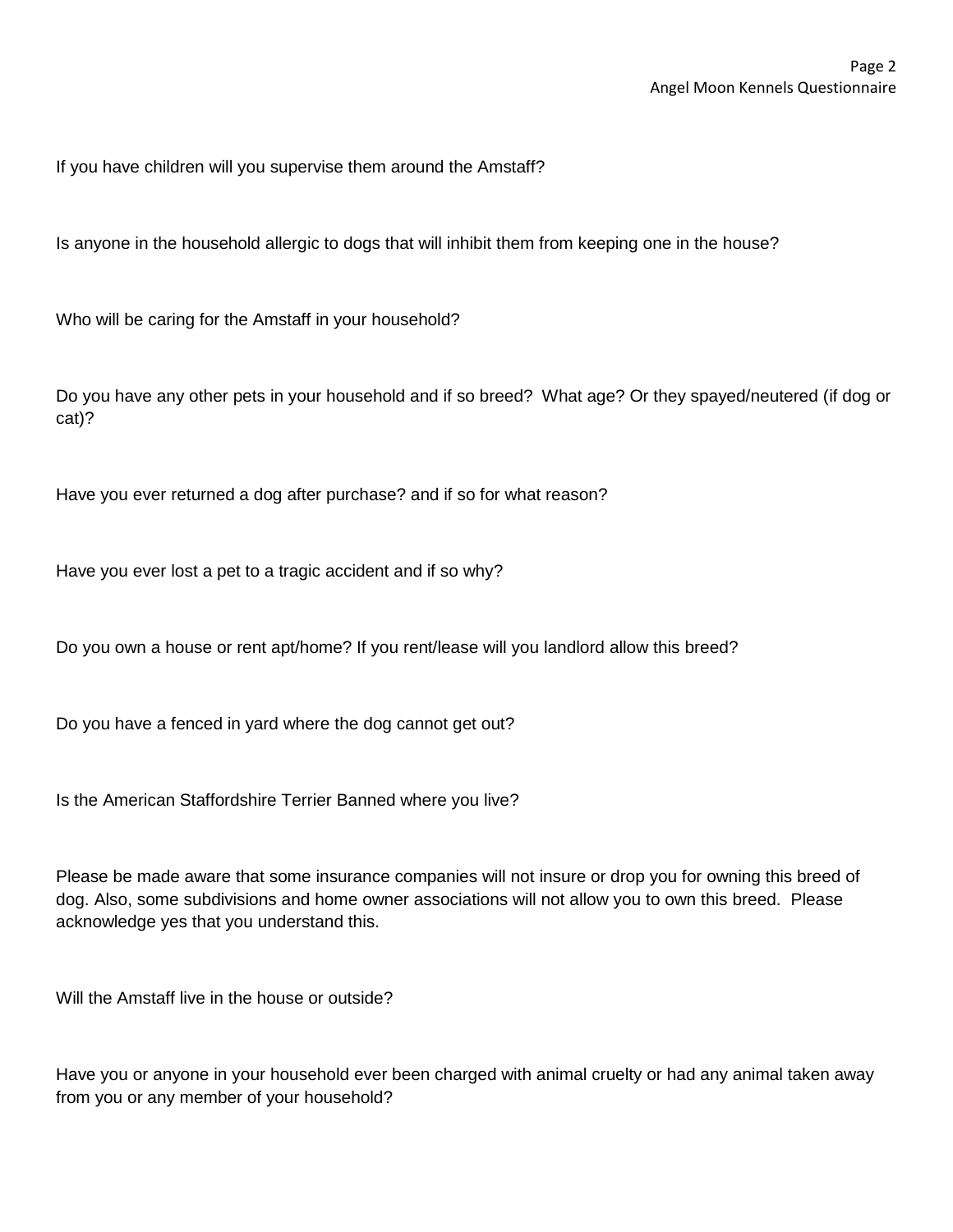If you have children will you supervise them around the Amstaff?

Is anyone in the household allergic to dogs that will inhibit them from keeping one in the house?

Who will be caring for the Amstaff in your household?

Do you have any other pets in your household and if so breed? What age? Or they spayed/neutered (if dog or cat)?

Have you ever returned a dog after purchase? and if so for what reason?

Have you ever lost a pet to a tragic accident and if so why?

Do you own a house or rent apt/home? If you rent/lease will you landlord allow this breed?

Do you have a fenced in yard where the dog cannot get out?

Is the American Staffordshire Terrier Banned where you live?

Please be made aware that some insurance companies will not insure or drop you for owning this breed of dog. Also, some subdivisions and home owner associations will not allow you to own this breed. Please acknowledge yes that you understand this.

Will the Amstaff live in the house or outside?

Have you or anyone in your household ever been charged with animal cruelty or had any animal taken away from you or any member of your household?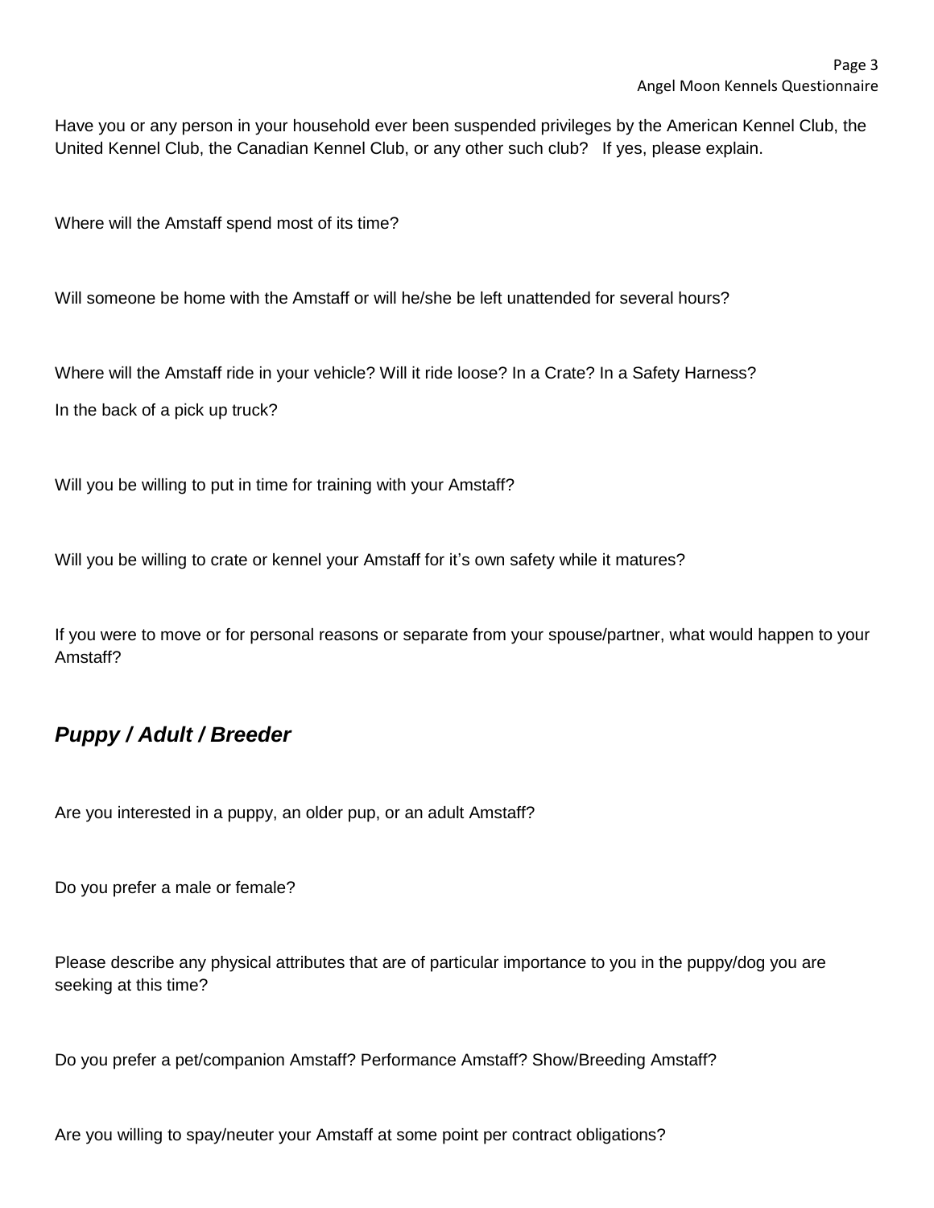Have you or any person in your household ever been suspended privileges by the American Kennel Club, the United Kennel Club, the Canadian Kennel Club, or any other such club? If yes, please explain.

Where will the Amstaff spend most of its time?

Will someone be home with the Amstaff or will he/she be left unattended for several hours?

Where will the Amstaff ride in your vehicle? Will it ride loose? In a Crate? In a Safety Harness?

In the back of a pick up truck?

Will you be willing to put in time for training with your Amstaff?

Will you be willing to crate or kennel your Amstaff for it's own safety while it matures?

If you were to move or for personal reasons or separate from your spouse/partner, what would happen to your Amstaff?

## *Puppy / Adult / Breeder*

Are you interested in a puppy, an older pup, or an adult Amstaff?

Do you prefer a male or female?

Please describe any physical attributes that are of particular importance to you in the puppy/dog you are seeking at this time?

Do you prefer a pet/companion Amstaff? Performance Amstaff? Show/Breeding Amstaff?

Are you willing to spay/neuter your Amstaff at some point per contract obligations?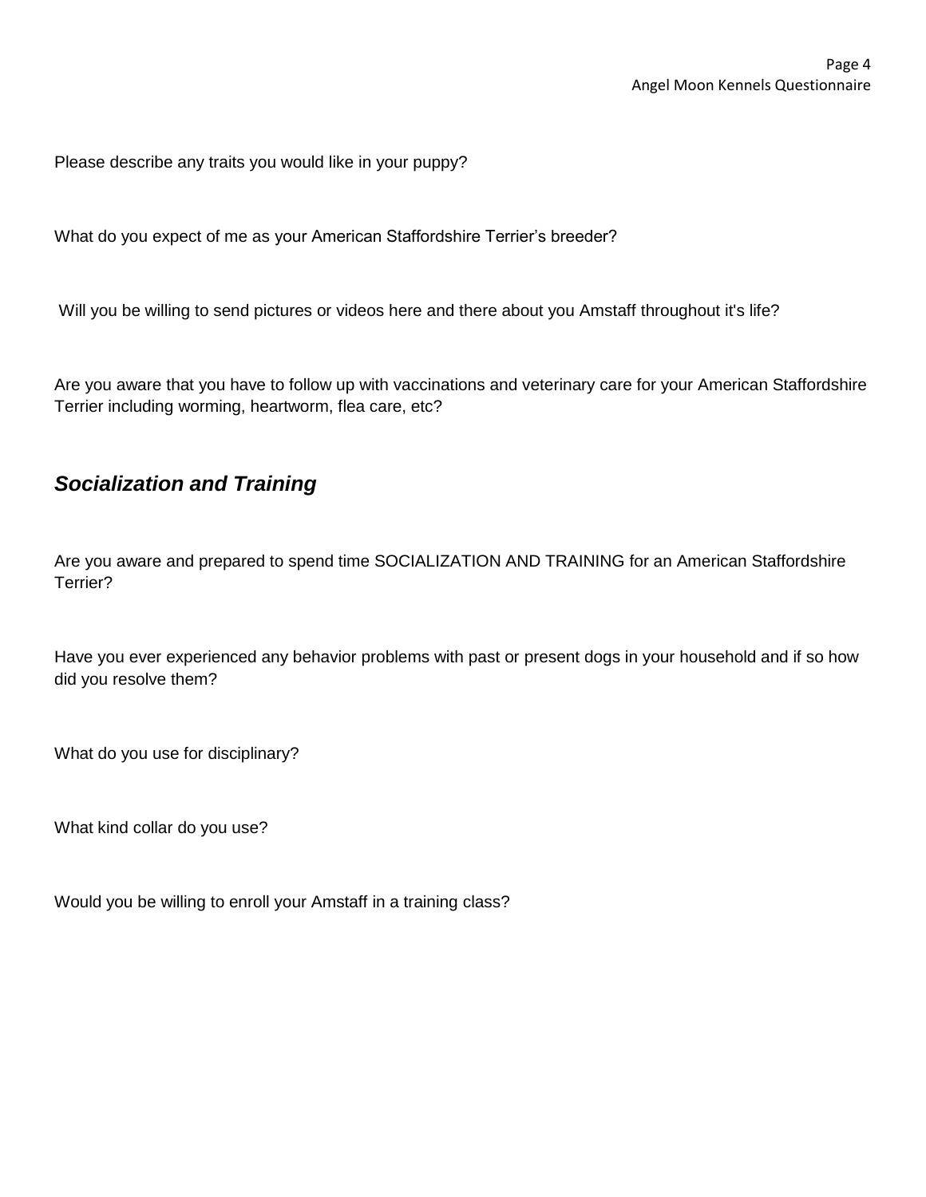Please describe any traits you would like in your puppy?

What do you expect of me as your American Staffordshire Terrier's breeder?

Will you be willing to send pictures or videos here and there about you Amstaff throughout it's life?

Are you aware that you have to follow up with vaccinations and veterinary care for your American Staffordshire Terrier including worming, heartworm, flea care, etc?

## *Socialization and Training*

Are you aware and prepared to spend time SOCIALIZATION AND TRAINING for an American Staffordshire Terrier?

Have you ever experienced any behavior problems with past or present dogs in your household and if so how did you resolve them?

What do you use for disciplinary?

What kind collar do you use?

Would you be willing to enroll your Amstaff in a training class?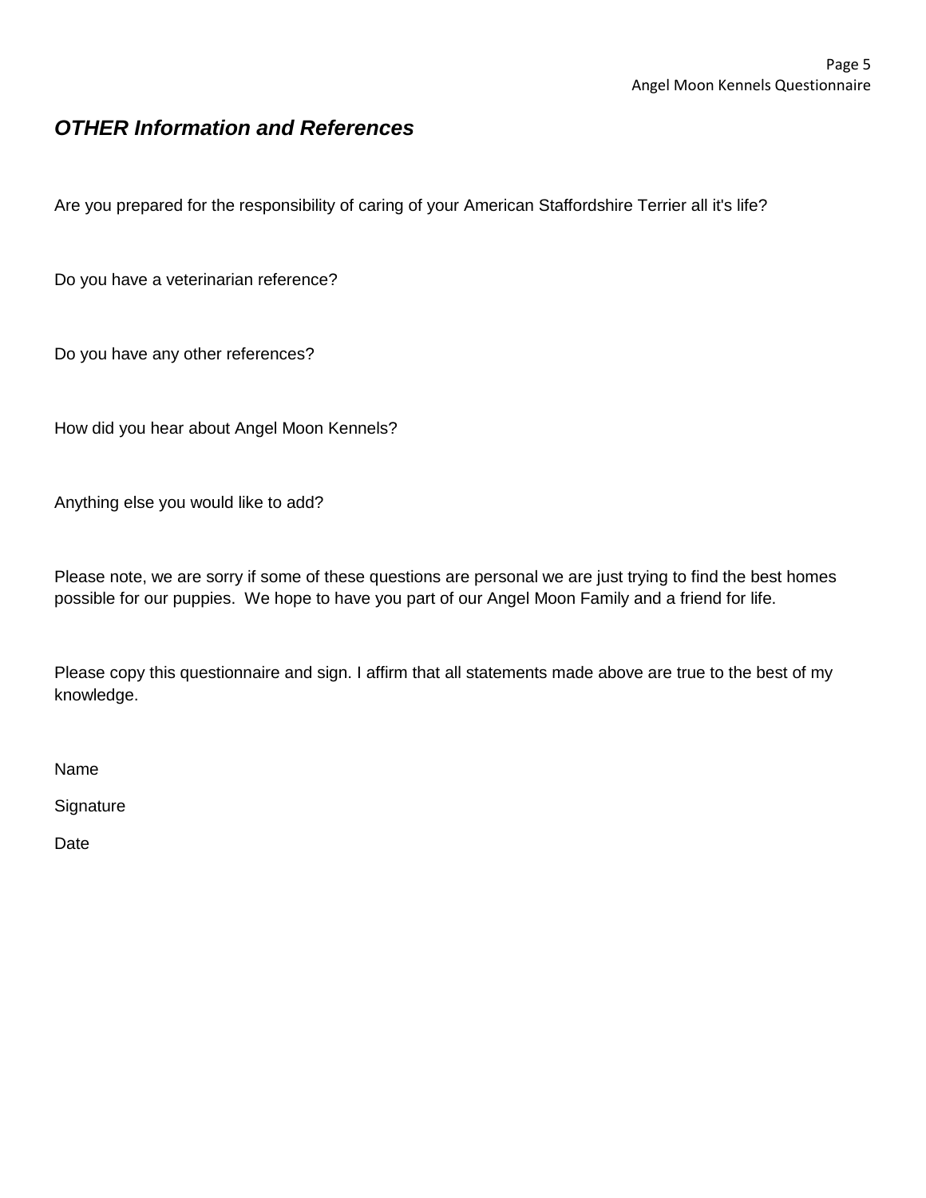## ***OTHER Information and References***

Are you prepared for the responsibility of caring of your American Staffordshire Terrier all it's life?

Do you have a veterinarian reference?

Do you have any other references?

How did you hear about Angel Moon Kennels?

Anything else you would like to add?

Please note, we are sorry if some of these questions are personal we are just trying to find the best homes possible for our puppies. We hope to have you part of our Angel Moon Family and a friend for life.

Please copy this questionnaire and sign. I affirm that all statements made above are true to the best of my knowledge.

Name

Signature

Date